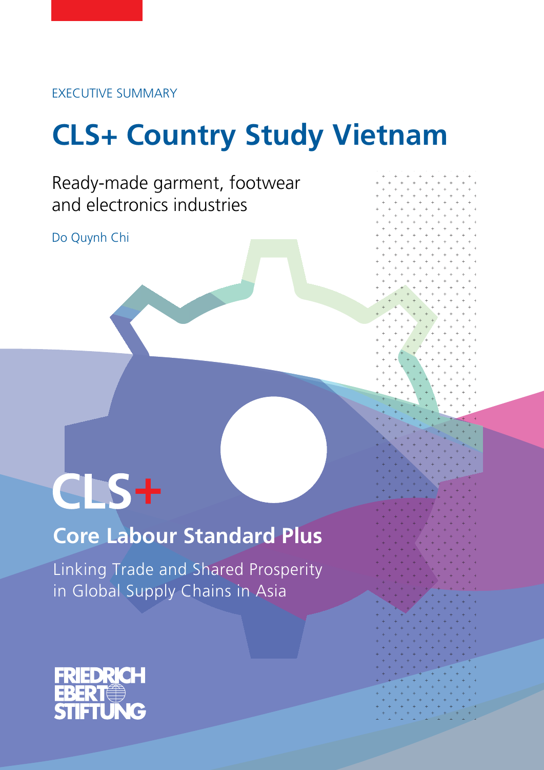EXECUTIVE SUMMARY

# CLS+ Country Study Vietnam

Ready-made garment, footwear and electronics industries

Do Quynh Chi

CLS+

## Core Labour Standard Plus

Linking Trade and Shared Prosperity in Global Supply Chains in Asia

FRIEDRICH EBERT STIFTUNG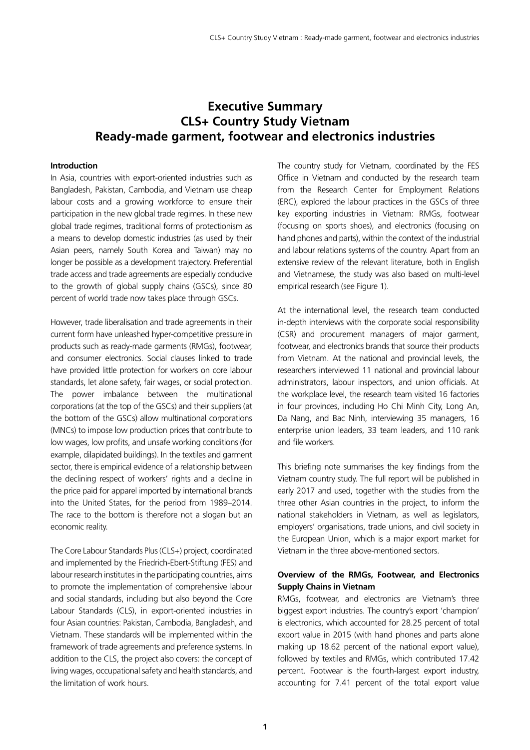# Executive Summary
# CLS+ Country Study Vietnam
# Ready-made garment, footwear and electronics industries

### Introduction

In Asia, countries with export-oriented industries such as Bangladesh, Pakistan, Cambodia, and Vietnam use cheap labour costs and a growing workforce to ensure their participation in the new global trade regimes. In these new global trade regimes, traditional forms of protectionism as a means to develop domestic industries (as used by their Asian peers, namely South Korea and Taiwan) may no longer be possible as a development trajectory. Preferential trade access and trade agreements are especially conducive to the growth of global supply chains (GSCs), since 80 percent of world trade now takes place through GSCs.

However, trade liberalisation and trade agreements in their current form have unleashed hyper-competitive pressure in products such as ready-made garments (RMGs), footwear, and consumer electronics. Social clauses linked to trade have provided little protection for workers on core labour standards, let alone safety, fair wages, or social protection. The power imbalance between the multinational corporations (at the top of the GSCs) and their suppliers (at the bottom of the GSCs) allow multinational corporations (MNCs) to impose low production prices that contribute to low wages, low profits, and unsafe working conditions (for example, dilapidated buildings). In the textiles and garment sector, there is empirical evidence of a relationship between the declining respect of workers' rights and a decline in the price paid for apparel imported by international brands into the United States, for the period from 1989–2014. The race to the bottom is therefore not a slogan but an economic reality.

The Core Labour Standards Plus (CLS+) project, coordinated and implemented by the Friedrich-Ebert-Stiftung (FES) and labour research institutes in the participating countries, aims to promote the implementation of comprehensive labour and social standards, including but also beyond the Core Labour Standards (CLS), in export-oriented industries in four Asian countries: Pakistan, Cambodia, Bangladesh, and Vietnam. These standards will be implemented within the framework of trade agreements and preference systems. In addition to the CLS, the project also covers: the concept of living wages, occupational safety and health standards, and the limitation of work hours.

The country study for Vietnam, coordinated by the FES Office in Vietnam and conducted by the research team from the Research Center for Employment Relations (ERC), explored the labour practices in the GSCs of three key exporting industries in Vietnam: RMGs, footwear (focusing on sports shoes), and electronics (focusing on hand phones and parts), within the context of the industrial and labour relations systems of the country. Apart from an extensive review of the relevant literature, both in English and Vietnamese, the study was also based on multi-level empirical research (see Figure 1).

At the international level, the research team conducted in-depth interviews with the corporate social responsibility (CSR) and procurement managers of major garment, footwear, and electronics brands that source their products from Vietnam. At the national and provincial levels, the researchers interviewed 11 national and provincial labour administrators, labour inspectors, and union officials. At the workplace level, the research team visited 16 factories in four provinces, including Ho Chi Minh City, Long An, Da Nang, and Bac Ninh, interviewing 35 managers, 16 enterprise union leaders, 33 team leaders, and 110 rank and file workers.

This briefing note summarises the key findings from the Vietnam country study. The full report will be published in early 2017 and used, together with the studies from the three other Asian countries in the project, to inform the national stakeholders in Vietnam, as well as legislators, employers' organisations, trade unions, and civil society in the European Union, which is a major export market for Vietnam in the three above-mentioned sectors.

### Overview of the RMGs, Footwear, and Electronics Supply Chains in Vietnam

RMGs, footwear, and electronics are Vietnam's three biggest export industries. The country's export 'champion' is electronics, which accounted for 28.25 percent of total export value in 2015 (with hand phones and parts alone making up 18.62 percent of the national export value), followed by textiles and RMGs, which contributed 17.42 percent. Footwear is the fourth-largest export industry, accounting for 7.41 percent of the total export value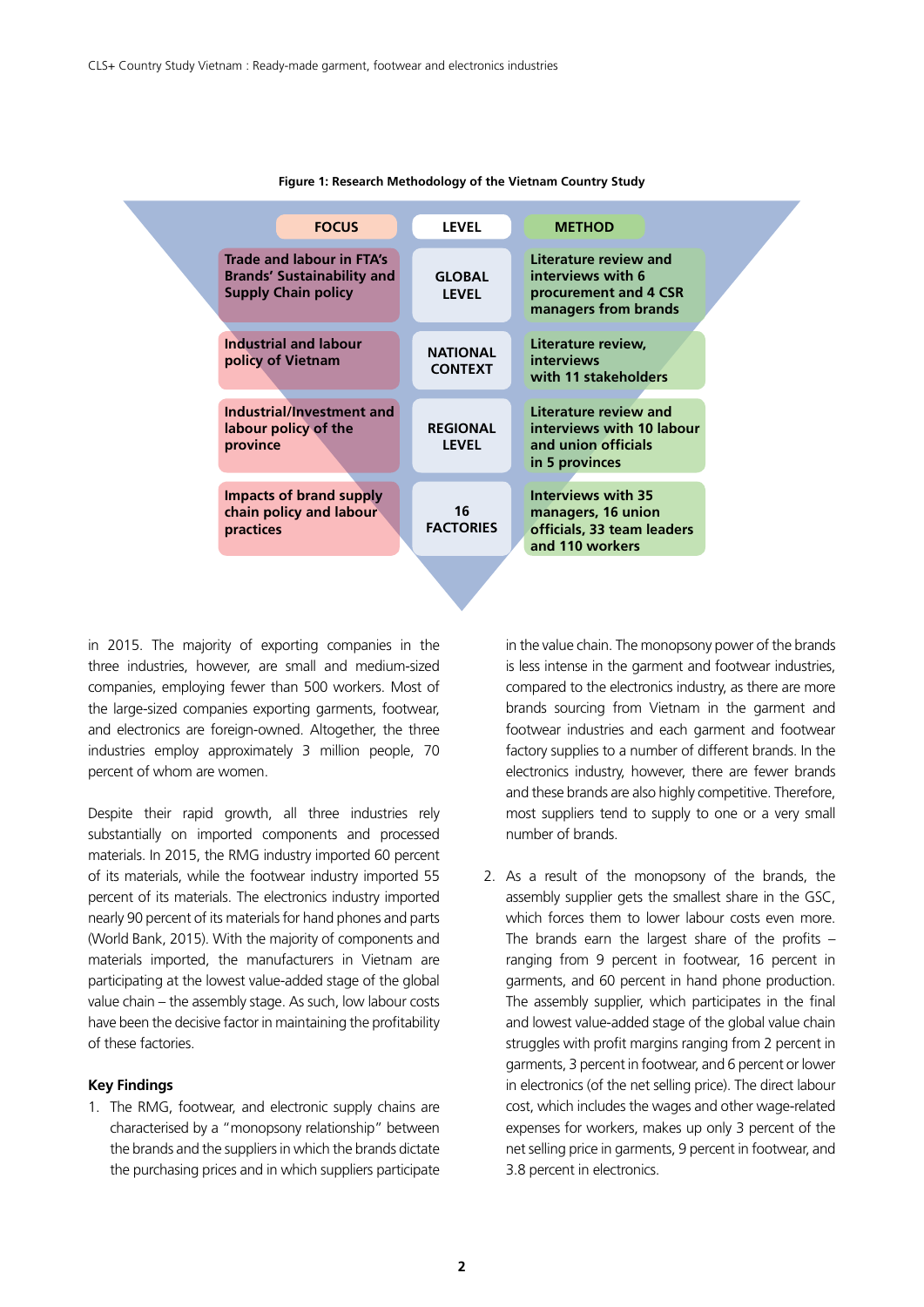**Figure 1: Research Methodology of the Vietnam Country Study**

| FOCUS | LEVEL | METHOD |
|---|---|---|
| Trade and labour in FTA's Brands' Sustainability and Supply Chain policy | GLOBAL LEVEL | Literature review and interviews with 6 procurement and 4 CSR managers from brands |
| Industrial and labour policy of Vietnam | NATIONAL CONTEXT | Literature review, interviews with 11 stakeholders |
| Industrial/Investment and labour policy of the province | REGIONAL LEVEL | Literature review and interviews with 10 labour and union officials in 5 provinces |
| Impacts of brand supply chain policy and labour practices | 16 FACTORIES | Interviews with 35 managers, 16 union officials, 33 team leaders and 110 workers |

in 2015. The majority of exporting companies in the three industries, however, are small and medium-sized companies, employing fewer than 500 workers. Most of the large-sized companies exporting garments, footwear, and electronics are foreign-owned. Altogether, the three industries employ approximately 3 million people, 70 percent of whom are women.

Despite their rapid growth, all three industries rely substantially on imported components and processed materials. In 2015, the RMG industry imported 60 percent of its materials, while the footwear industry imported 55 percent of its materials. The electronics industry imported nearly 90 percent of its materials for hand phones and parts (World Bank, 2015). With the majority of components and materials imported, the manufacturers in Vietnam are participating at the lowest value-added stage of the global value chain – the assembly stage. As such, low labour costs have been the decisive factor in maintaining the profitability of these factories.

**Key Findings**

1. The RMG, footwear, and electronic supply chains are characterised by a "monopsony relationship" between the brands and the suppliers in which the brands dictate the purchasing prices and in which suppliers participate in the value chain. The monopsony power of the brands is less intense in the garment and footwear industries, compared to the electronics industry, as there are more brands sourcing from Vietnam in the garment and footwear industries and each garment and footwear factory supplies to a number of different brands. In the electronics industry, however, there are fewer brands and these brands are also highly competitive. Therefore, most suppliers tend to supply to one or a very small number of brands.

2. As a result of the monopsony of the brands, the assembly supplier gets the smallest share in the GSC, which forces them to lower labour costs even more. The brands earn the largest share of the profits – ranging from 9 percent in footwear, 16 percent in garments, and 60 percent in hand phone production. The assembly supplier, which participates in the final and lowest value-added stage of the global value chain struggles with profit margins ranging from 2 percent in garments, 3 percent in footwear, and 6 percent or lower in electronics (of the net selling price). The direct labour cost, which includes the wages and other wage-related expenses for workers, makes up only 3 percent of the net selling price in garments, 9 percent in footwear, and 3.8 percent in electronics.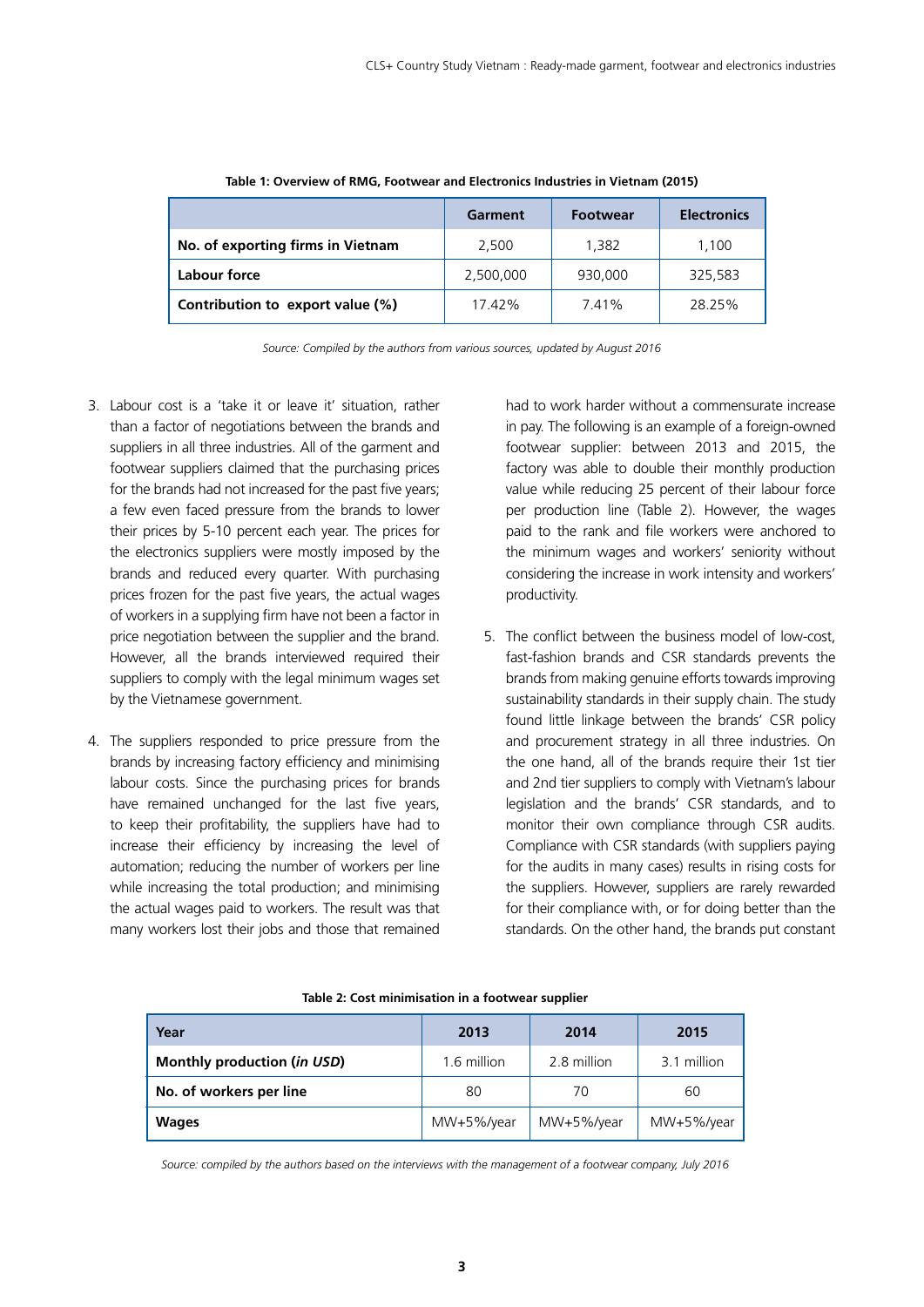**Table 1: Overview of RMG, Footwear and Electronics Industries in Vietnam (2015)**

| | Garment | Footwear | Electronics |
|---|---|---|---|
| **No. of exporting firms in Vietnam** | 2,500 | 1,382 | 1,100 |
| **Labour force** | 2,500,000 | 930,000 | 325,583 |
| **Contribution to export value (%)** | 17.42% | 7.41% | 28.25% |

*Source: Compiled by the authors from various sources, updated by August 2016*

3. Labour cost is a 'take it or leave it' situation, rather than a factor of negotiations between the brands and suppliers in all three industries. All of the garment and footwear suppliers claimed that the purchasing prices for the brands had not increased for the past five years; a few even faced pressure from the brands to lower their prices by 5-10 percent each year. The prices for the electronics suppliers were mostly imposed by the brands and reduced every quarter. With purchasing prices frozen for the past five years, the actual wages of workers in a supplying firm have not been a factor in price negotiation between the supplier and the brand. However, all the brands interviewed required their suppliers to comply with the legal minimum wages set by the Vietnamese government.

4. The suppliers responded to price pressure from the brands by increasing factory efficiency and minimising labour costs. Since the purchasing prices for brands have remained unchanged for the last five years, to keep their profitability, the suppliers have had to increase their efficiency by increasing the level of automation; reducing the number of workers per line while increasing the total production; and minimising the actual wages paid to workers. The result was that many workers lost their jobs and those that remained had to work harder without a commensurate increase in pay. The following is an example of a foreign-owned footwear supplier: between 2013 and 2015, the factory was able to double their monthly production value while reducing 25 percent of their labour force per production line (Table 2). However, the wages paid to the rank and file workers were anchored to the minimum wages and workers' seniority without considering the increase in work intensity and workers' productivity.

5. The conflict between the business model of low-cost, fast-fashion brands and CSR standards prevents the brands from making genuine efforts towards improving sustainability standards in their supply chain. The study found little linkage between the brands' CSR policy and procurement strategy in all three industries. On the one hand, all of the brands require their 1st tier and 2nd tier suppliers to comply with Vietnam's labour legislation and the brands' CSR standards, and to monitor their own compliance through CSR audits. Compliance with CSR standards (with suppliers paying for the audits in many cases) results in rising costs for the suppliers. However, suppliers are rarely rewarded for their compliance with, or for doing better than the standards. On the other hand, the brands put constant

**Table 2: Cost minimisation in a footwear supplier**

| Year | 2013 | 2014 | 2015 |
|---|---|---|---|
| **Monthly production (*in USD*)** | 1.6 million | 2.8 million | 3.1 million |
| **No. of workers per line** | 80 | 70 | 60 |
| **Wages** | MW+5%/year | MW+5%/year | MW+5%/year |

*Source: compiled by the authors based on the interviews with the management of a footwear company, July 2016*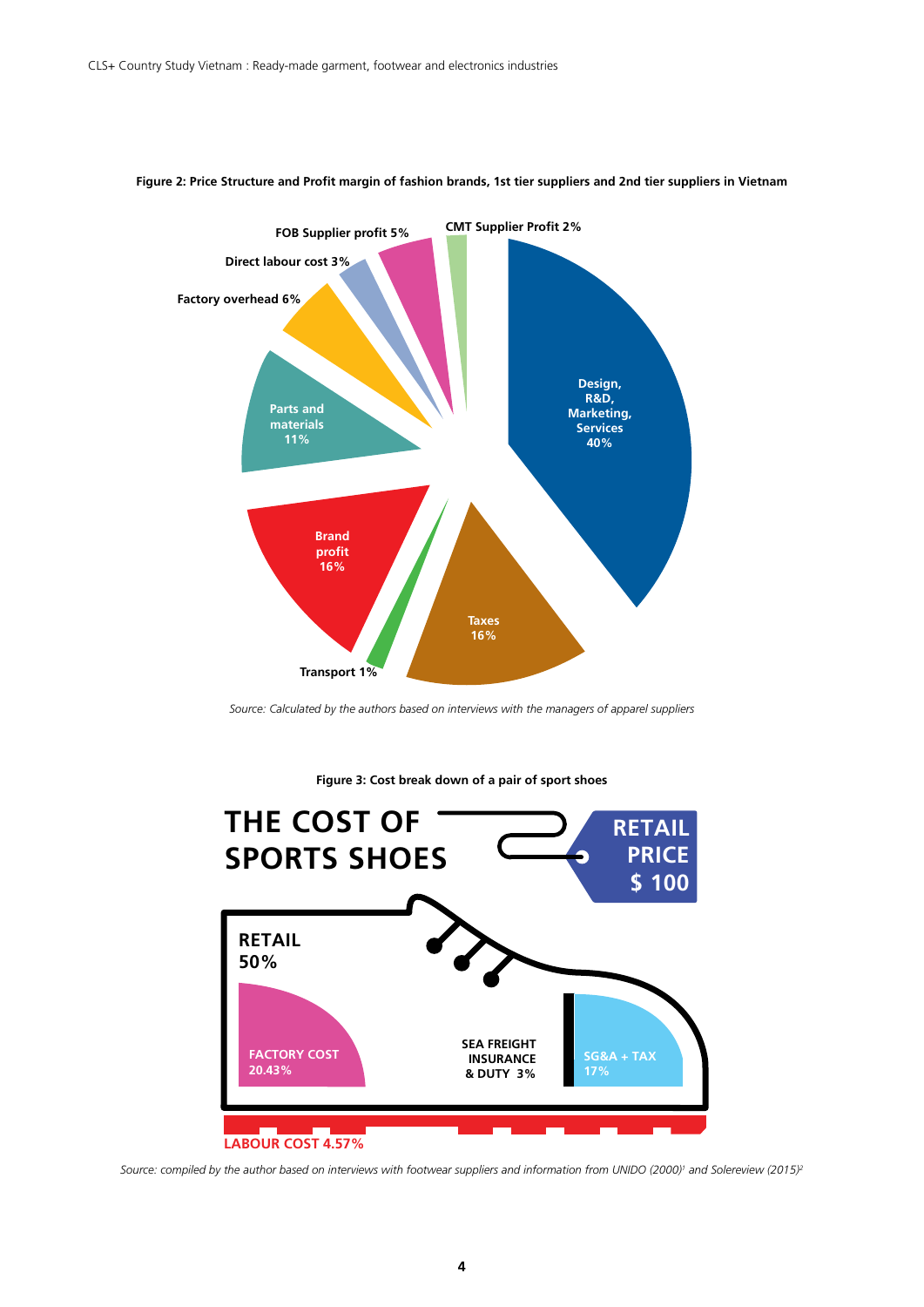**Figure 2: Price Structure and Profit margin of fashion brands, 1st tier suppliers and 2nd tier suppliers in Vietnam**

- Design, R&D, Marketing, Services 40%
- Taxes 16%
- Transport 1%
- Brand profit 16%
- Parts and materials 11%
- Factory overhead 6%
- Direct labour cost 3%
- FOB Supplier profit 5%
- CMT Supplier Profit 2%

*Source: Calculated by the authors based on interviews with the managers of apparel suppliers*

**Figure 3: Cost break down of a pair of sport shoes**

THE COST OF SPORTS SHOES

RETAIL PRICE $ 100

- RETAIL 50%
- FACTORY COST 20.43%
- SEA FREIGHT INSURANCE & DUTY 3%
- SG&A + TAX 17%
- LABOUR COST 4.57%

*Source: compiled by the author based on interviews with footwear suppliers and information from UNIDO (2000)[1] and Solereview (2015)[2]*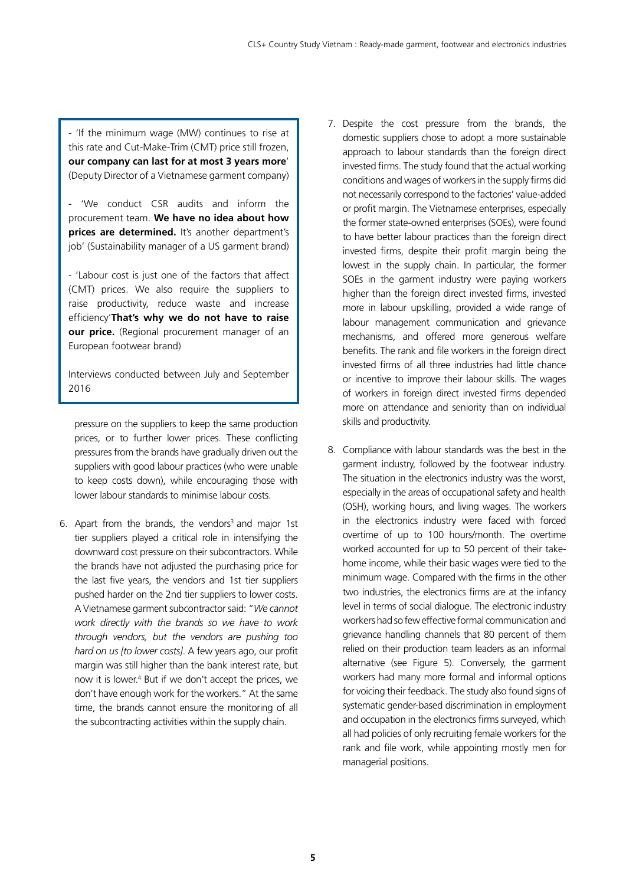> - 'If the minimum wage (MW) continues to rise at this rate and Cut-Make-Trim (CMT) price still frozen, **our company can last for at most 3 years more**' (Deputy Director of a Vietnamese garment company)
>
> - 'We conduct CSR audits and inform the procurement team. **We have no idea about how prices are determined.** It's another department's job' (Sustainability manager of a US garment brand)
>
> - 'Labour cost is just one of the factors that affect (CMT) prices. We also require the suppliers to raise productivity, reduce waste and increase efficiency'**That's why we do not have to raise our price.** (Regional procurement manager of an European footwear brand)
>
> Interviews conducted between July and September 2016

pressure on the suppliers to keep the same production prices, or to further lower prices. These conflicting pressures from the brands have gradually driven out the suppliers with good labour practices (who were unable to keep costs down), while encouraging those with lower labour standards to minimise labour costs.

6. Apart from the brands, the vendors[3] and major 1st tier suppliers played a critical role in intensifying the downward cost pressure on their subcontractors. While the brands have not adjusted the purchasing price for the last five years, the vendors and 1st tier suppliers pushed harder on the 2nd tier suppliers to lower costs. A Vietnamese garment subcontractor said: "*We cannot work directly with the brands so we have to work through vendors, but the vendors are pushing too hard on us [to lower costs]*. A few years ago, our profit margin was still higher than the bank interest rate, but now it is lower.[4] But if we don't accept the prices, we don't have enough work for the workers." At the same time, the brands cannot ensure the monitoring of all the subcontracting activities within the supply chain.

7. Despite the cost pressure from the brands, the domestic suppliers chose to adopt a more sustainable approach to labour standards than the foreign direct invested firms. The study found that the actual working conditions and wages of workers in the supply firms did not necessarily correspond to the factories' value-added or profit margin. The Vietnamese enterprises, especially the former state-owned enterprises (SOEs), were found to have better labour practices than the foreign direct invested firms, despite their profit margin being the lowest in the supply chain. In particular, the former SOEs in the garment industry were paying workers higher than the foreign direct invested firms, invested more in labour upskilling, provided a wide range of labour management communication and grievance mechanisms, and offered more generous welfare benefits. The rank and file workers in the foreign direct invested firms of all three industries had little chance or incentive to improve their labour skills. The wages of workers in foreign direct invested firms depended more on attendance and seniority than on individual skills and productivity.

8. Compliance with labour standards was the best in the garment industry, followed by the footwear industry. The situation in the electronics industry was the worst, especially in the areas of occupational safety and health (OSH), working hours, and living wages. The workers in the electronics industry were faced with forced overtime of up to 100 hours/month. The overtime worked accounted for up to 50 percent of their take-home income, while their basic wages were tied to the minimum wage. Compared with the firms in the other two industries, the electronics firms are at the infancy level in terms of social dialogue. The electronic industry workers had so few effective formal communication and grievance handling channels that 80 percent of them relied on their production team leaders as an informal alternative (see Figure 5). Conversely, the garment workers had many more formal and informal options for voicing their feedback. The study also found signs of systematic gender-based discrimination in employment and occupation in the electronics firms surveyed, which all had policies of only recruiting female workers for the rank and file work, while appointing mostly men for managerial positions.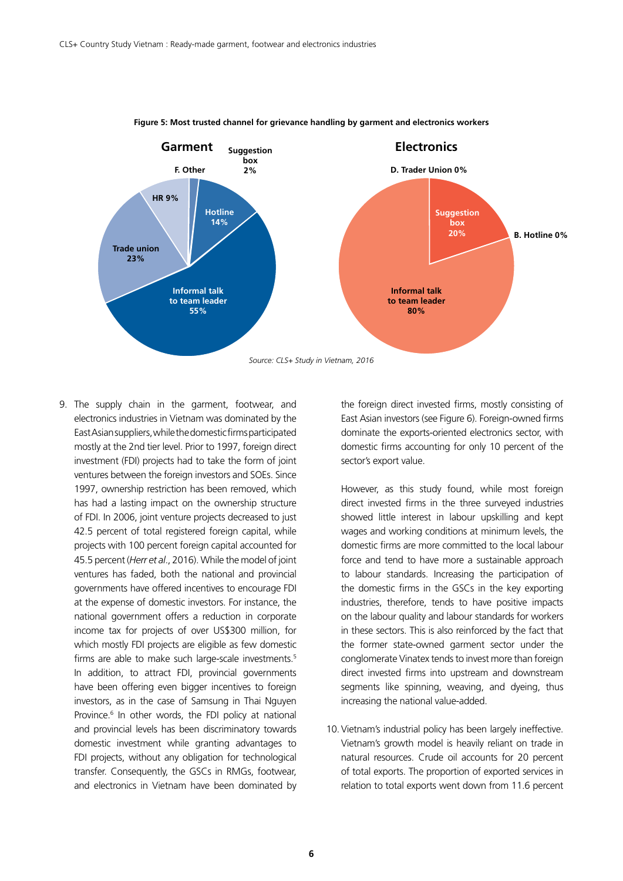**Figure 5: Most trusted channel for grievance handling by garment and electronics workers**

**Garment**

- Informal talk to team leader 55%
- Trade union 23%
- Hotline 14%
- HR 9%
- Suggestion box 2%
- F. Other

**Electronics**

- Informal talk to team leader 80%
- Suggestion box 20%
- D. Trader Union 0%
- B. Hotline 0%

*Source: CLS+ Study in Vietnam, 2016*

9. The supply chain in the garment, footwear, and electronics industries in Vietnam was dominated by the East Asian suppliers, while the domestic firms participated mostly at the 2nd tier level. Prior to 1997, foreign direct investment (FDI) projects had to take the form of joint ventures between the foreign investors and SOEs. Since 1997, ownership restriction has been removed, which has had a lasting impact on the ownership structure of FDI. In 2006, joint venture projects decreased to just 42.5 percent of total registered foreign capital, while projects with 100 percent foreign capital accounted for 45.5 percent (*Herr et al*., 2016). While the model of joint ventures has faded, both the national and provincial governments have offered incentives to encourage FDI at the expense of domestic investors. For instance, the national government offers a reduction in corporate income tax for projects of over US$300 million, for which mostly FDI projects are eligible as few domestic firms are able to make such large-scale investments.[5] In addition, to attract FDI, provincial governments have been offering even bigger incentives to foreign investors, as in the case of Samsung in Thai Nguyen Province.[6] In other words, the FDI policy at national and provincial levels has been discriminatory towards domestic investment while granting advantages to FDI projects, without any obligation for technological transfer. Consequently, the GSCs in RMGs, footwear, and electronics in Vietnam have been dominated by the foreign direct invested firms, mostly consisting of East Asian investors (see Figure 6). Foreign-owned firms dominate the exports-oriented electronics sector, with domestic firms accounting for only 10 percent of the sector's export value.

   However, as this study found, while most foreign direct invested firms in the three surveyed industries showed little interest in labour upskilling and kept wages and working conditions at minimum levels, the domestic firms are more committed to the local labour force and tend to have more a sustainable approach to labour standards. Increasing the participation of the domestic firms in the GSCs in the key exporting industries, therefore, tends to have positive impacts on the labour quality and labour standards for workers in these sectors. This is also reinforced by the fact that the former state-owned garment sector under the conglomerate Vinatex tends to invest more than foreign direct invested firms into upstream and downstream segments like spinning, weaving, and dyeing, thus increasing the national value-added.

10. Vietnam's industrial policy has been largely ineffective. Vietnam's growth model is heavily reliant on trade in natural resources. Crude oil accounts for 20 percent of total exports. The proportion of exported services in relation to total exports went down from 11.6 percent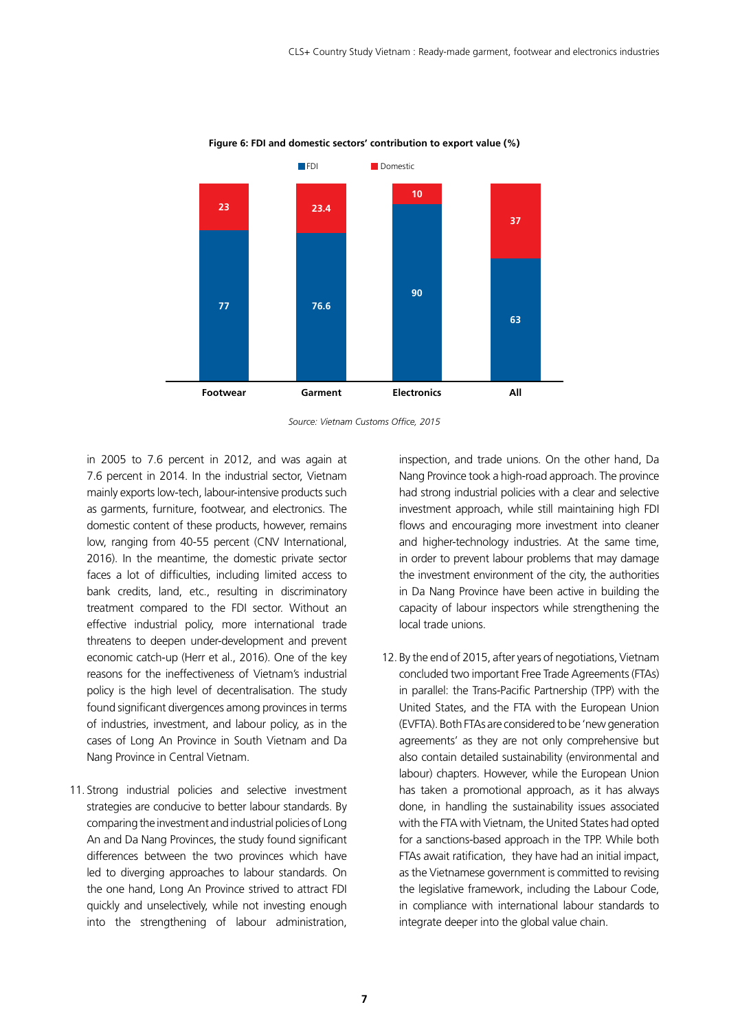**Figure 6: FDI and domestic sectors' contribution to export value (%)**

| | Footwear | Garment | Electronics | All |
|---|---|---|---|---|
| FDI | 77 | 76.6 | 90 | 63 |
| Domestic | 23 | 23.4 | 10 | 37 |

*Source: Vietnam Customs Office, 2015*

in 2005 to 7.6 percent in 2012, and was again at 7.6 percent in 2014. In the industrial sector, Vietnam mainly exports low-tech, labour-intensive products such as garments, furniture, footwear, and electronics. The domestic content of these products, however, remains low, ranging from 40-55 percent (CNV International, 2016). In the meantime, the domestic private sector faces a lot of difficulties, including limited access to bank credits, land, etc., resulting in discriminatory treatment compared to the FDI sector. Without an effective industrial policy, more international trade threatens to deepen under-development and prevent economic catch-up (Herr et al., 2016). One of the key reasons for the ineffectiveness of Vietnam's industrial policy is the high level of decentralisation. The study found significant divergences among provinces in terms of industries, investment, and labour policy, as in the cases of Long An Province in South Vietnam and Da Nang Province in Central Vietnam.

11. Strong industrial policies and selective investment strategies are conducive to better labour standards. By comparing the investment and industrial policies of Long An and Da Nang Provinces, the study found significant differences between the two provinces which have led to diverging approaches to labour standards. On the one hand, Long An Province strived to attract FDI quickly and unselectively, while not investing enough into the strengthening of labour administration, inspection, and trade unions. On the other hand, Da Nang Province took a high-road approach. The province had strong industrial policies with a clear and selective investment approach, while still maintaining high FDI flows and encouraging more investment into cleaner and higher-technology industries. At the same time, in order to prevent labour problems that may damage the investment environment of the city, the authorities in Da Nang Province have been active in building the capacity of labour inspectors while strengthening the local trade unions.

12. By the end of 2015, after years of negotiations, Vietnam concluded two important Free Trade Agreements (FTAs) in parallel: the Trans-Pacific Partnership (TPP) with the United States, and the FTA with the European Union (EVFTA). Both FTAs are considered to be 'new generation agreements' as they are not only comprehensive but also contain detailed sustainability (environmental and labour) chapters. However, while the European Union has taken a promotional approach, as it has always done, in handling the sustainability issues associated with the FTA with Vietnam, the United States had opted for a sanctions-based approach in the TPP. While both FTAs await ratification, they have had an initial impact, as the Vietnamese government is committed to revising the legislative framework, including the Labour Code, in compliance with international labour standards to integrate deeper into the global value chain.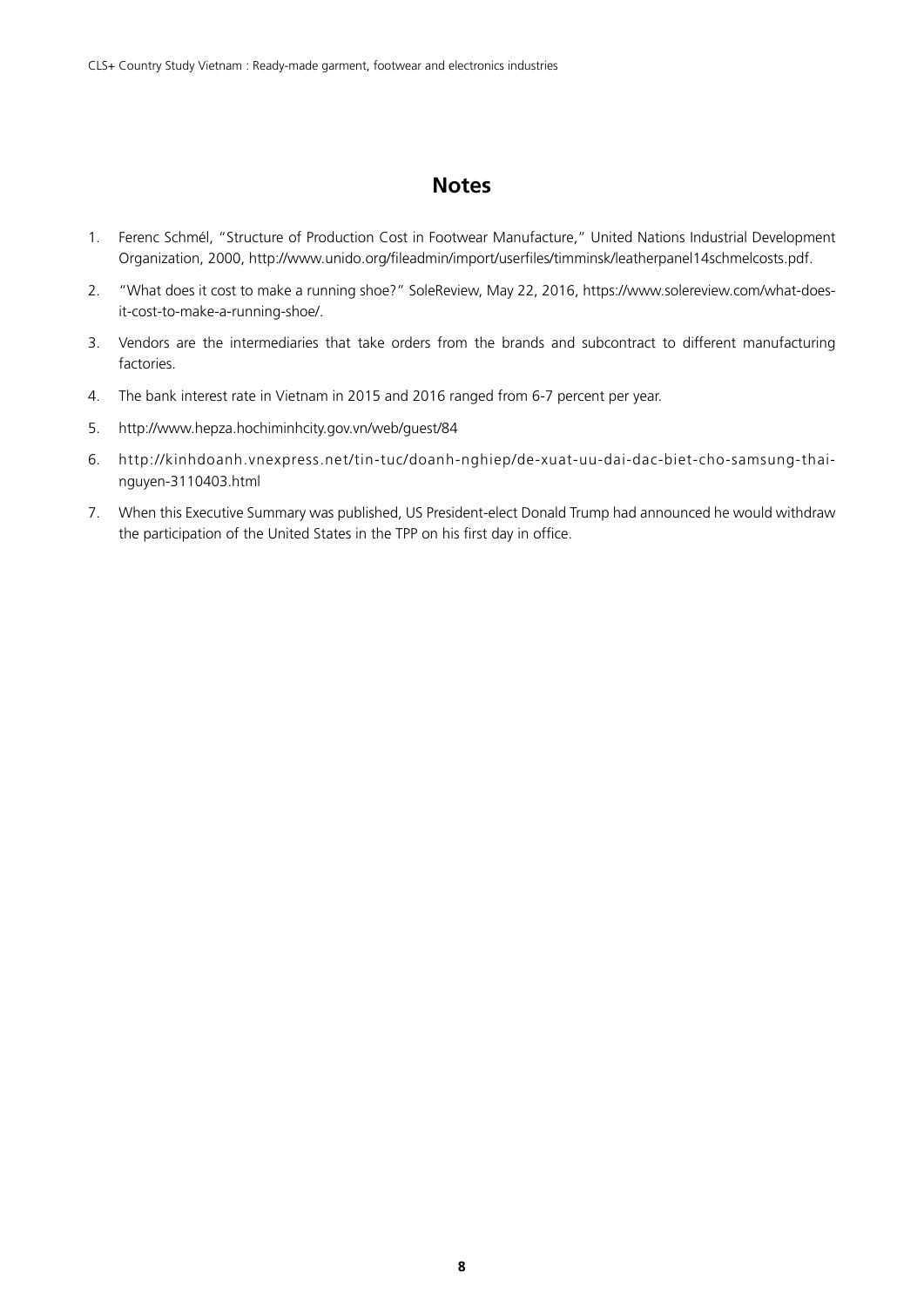## Notes

1. Ferenc Schmél, "Structure of Production Cost in Footwear Manufacture," United Nations Industrial Development Organization, 2000, http://www.unido.org/fileadmin/import/userfiles/timminsk/leatherpanel14schmelcosts.pdf.
2. "What does it cost to make a running shoe?" SoleReview, May 22, 2016, https://www.solereview.com/what-does-it-cost-to-make-a-running-shoe/.
3. Vendors are the intermediaries that take orders from the brands and subcontract to different manufacturing factories.
4. The bank interest rate in Vietnam in 2015 and 2016 ranged from 6-7 percent per year.
5. http://www.hepza.hochiminhcity.gov.vn/web/guest/84
6. http://kinhdoanh.vnexpress.net/tin-tuc/doanh-nghiep/de-xuat-uu-dai-dac-biet-cho-samsung-thai-nguyen-3110403.html
7. When this Executive Summary was published, US President-elect Donald Trump had announced he would withdraw the participation of the United States in the TPP on his first day in office.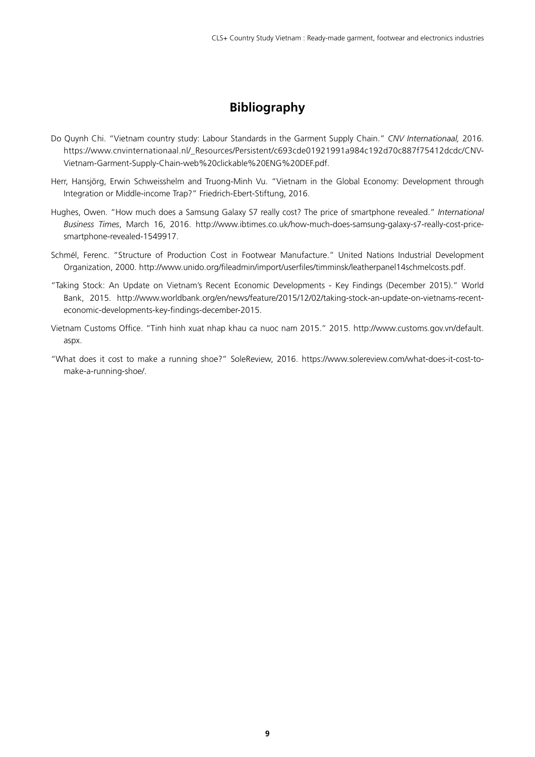# Bibliography

Do Quynh Chi. "Vietnam country study: Labour Standards in the Garment Supply Chain." *CNV Internationaal,* 2016. https://www.cnvinternationaal.nl/_Resources/Persistent/c693cde01921991a984c192d70c887f75412dcdc/CNV-Vietnam-Garment-Supply-Chain-web%20clickable%20ENG%20DEF.pdf.

Herr, Hansjörg, Erwin Schweisshelm and Truong-Minh Vu. "Vietnam in the Global Economy: Development through Integration or Middle-income Trap?" Friedrich-Ebert-Stiftung, 2016.

Hughes, Owen. "How much does a Samsung Galaxy S7 really cost? The price of smartphone revealed." *International Business Times*, March 16, 2016. http://www.ibtimes.co.uk/how-much-does-samsung-galaxy-s7-really-cost-price-smartphone-revealed-1549917.

Schmél, Ferenc. "Structure of Production Cost in Footwear Manufacture." United Nations Industrial Development Organization, 2000. http://www.unido.org/fileadmin/import/userfiles/timminsk/leatherpanel14schmelcosts.pdf.

"Taking Stock: An Update on Vietnam's Recent Economic Developments - Key Findings (December 2015)." World Bank, 2015. http://www.worldbank.org/en/news/feature/2015/12/02/taking-stock-an-update-on-vietnams-recent-economic-developments-key-findings-december-2015.

Vietnam Customs Office. "Tinh hinh xuat nhap khau ca nuoc nam 2015." 2015. http://www.customs.gov.vn/default.aspx.

"What does it cost to make a running shoe?" SoleReview, 2016. https://www.solereview.com/what-does-it-cost-to-make-a-running-shoe/.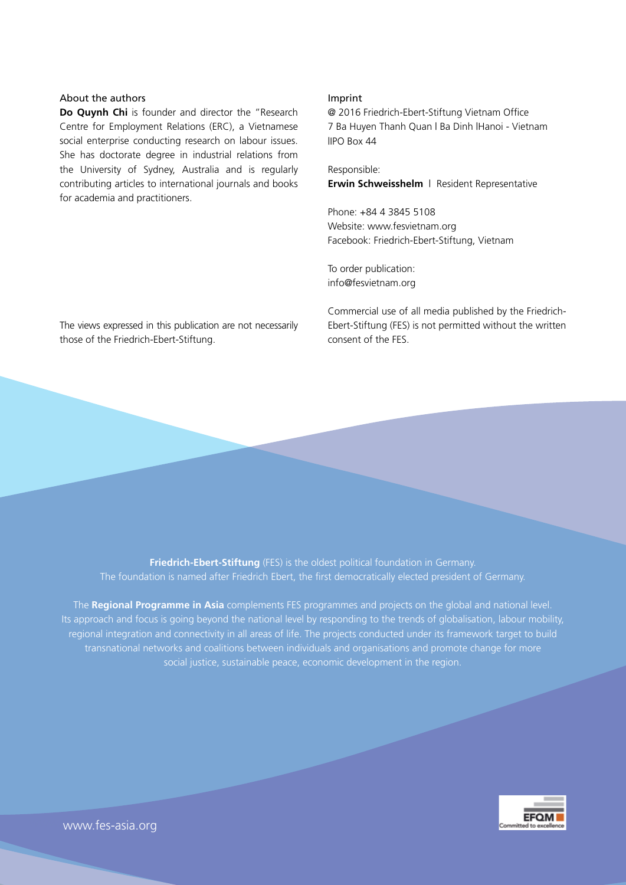About the authors

**Do Quynh Chi** is founder and director the "Research Centre for Employment Relations (ERC), a Vietnamese social enterprise conducting research on labour issues. She has doctorate degree in industrial relations from the University of Sydney, Australia and is regularly contributing articles to international journals and books for academia and practitioners.

The views expressed in this publication are not necessarily those of the Friedrich-Ebert-Stiftung.

Imprint

@ 2016 Friedrich-Ebert-Stiftung Vietnam Office
7 Ba Huyen Thanh Quan l Ba Dinh lHanoi - Vietnam
lPO Box 44

Responsible:
**Erwin Schweisshelm** | Resident Representative

Phone: +84 4 3845 5108
Website: www.fesvietnam.org
Facebook: Friedrich-Ebert-Stiftung, Vietnam

To order publication:
info@fesvietnam.org

Commercial use of all media published by the Friedrich-Ebert-Stiftung (FES) is not permitted without the written consent of the FES.

**Friedrich-Ebert-Stiftung** (FES) is the oldest political foundation in Germany. The foundation is named after Friedrich Ebert, the first democratically elected president of Germany.

The **Regional Programme in Asia** complements FES programmes and projects on the global and national level. Its approach and focus is going beyond the national level by responding to the trends of globalisation, labour mobility, regional integration and connectivity in all areas of life. The projects conducted under its framework target to build transnational networks and coalitions between individuals and organisations and promote change for more social justice, sustainable peace, economic development in the region.

EFQM Committed to excellence

www.fes-asia.org